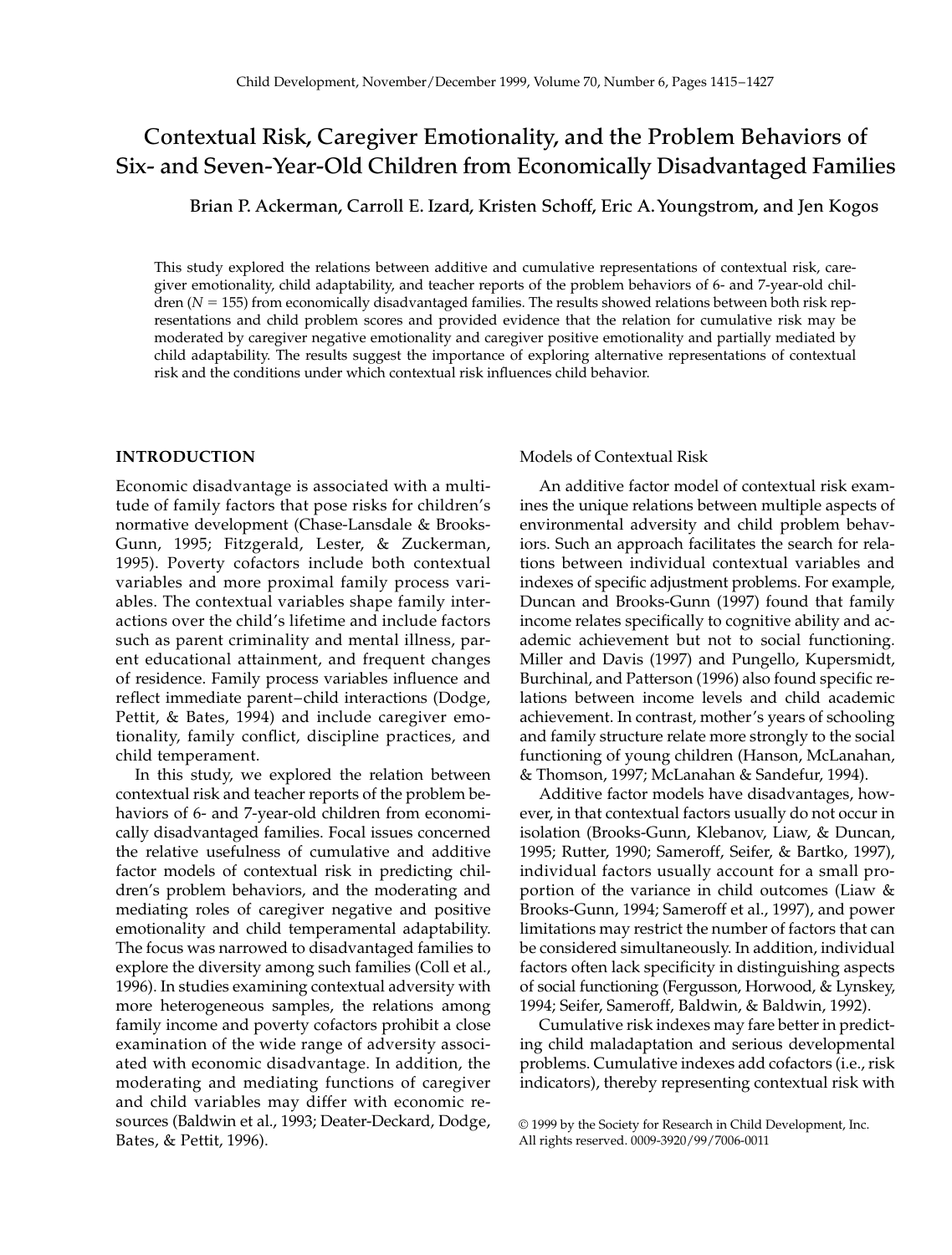# Contextual Risk, Caregiver Emotionality, and the Problem Behaviors of Six- and Seven-Year-Old Children from Economically Disadvantaged Families

Brian P. Ackerman, Carroll E. Izard, Kristen Schoff, Eric A. Youngstrom, and Jen Kogos

This study explored the relations between additive and cumulative representations of contextual risk, caregiver emotionality, child adaptability, and teacher reports of the problem behaviors of 6- and 7-year-old children ($N = 155$) from economically disadvantaged families. The results showed relations between both risk representations and child problem scores and provided evidence that the relation for cumulative risk may be moderated by caregiver negative emotionality and caregiver positive emotionality and partially mediated by child adaptability. The results suggest the importance of exploring alternative representations of contextual risk and the conditions under which contextual risk influences child behavior.

## INTRODUCTION

Economic disadvantage is associated with a multitude of family factors that pose risks for children's normative development (Chase-Lansdale & Brooks-Gunn, 1995; Fitzgerald, Lester, & Zuckerman, 1995). Poverty cofactors include both contextual variables and more proximal family process variables. The contextual variables shape family interactions over the child's lifetime and include factors such as parent criminality and mental illness, parent educational attainment, and frequent changes of residence. Family process variables influence and reflect immediate parent–child interactions (Dodge, Pettit, & Bates, 1994) and include caregiver emotionality, family conflict, discipline practices, and child temperament.

In this study, we explored the relation between contextual risk and teacher reports of the problem behaviors of 6- and 7-year-old children from economically disadvantaged families. Focal issues concerned the relative usefulness of cumulative and additive factor models of contextual risk in predicting children's problem behaviors, and the moderating and mediating roles of caregiver negative and positive emotionality and child temperamental adaptability. The focus was narrowed to disadvantaged families to explore the diversity among such families (Coll et al., 1996). In studies examining contextual adversity with more heterogeneous samples, the relations among family income and poverty cofactors prohibit a close examination of the wide range of adversity associated with economic disadvantage. In addition, the moderating and mediating functions of caregiver and child variables may differ with economic resources (Baldwin et al., 1993; Deater-Deckard, Dodge, Bates, & Pettit, 1996).

### Models of Contextual Risk

An additive factor model of contextual risk examines the unique relations between multiple aspects of environmental adversity and child problem behaviors. Such an approach facilitates the search for relations between individual contextual variables and indexes of specific adjustment problems. For example, Duncan and Brooks-Gunn (1997) found that family income relates specifically to cognitive ability and academic achievement but not to social functioning. Miller and Davis (1997) and Pungello, Kupersmidt, Burchinal, and Patterson (1996) also found specific relations between income levels and child academic achievement. In contrast, mother's years of schooling and family structure relate more strongly to the social functioning of young children (Hanson, McLanahan, & Thomson, 1997; McLanahan & Sandefur, 1994).

Additive factor models have disadvantages, however, in that contextual factors usually do not occur in isolation (Brooks-Gunn, Klebanov, Liaw, & Duncan, 1995; Rutter, 1990; Sameroff, Seifer, & Bartko, 1997), individual factors usually account for a small proportion of the variance in child outcomes (Liaw & Brooks-Gunn, 1994; Sameroff et al., 1997), and power limitations may restrict the number of factors that can be considered simultaneously. In addition, individual factors often lack specificity in distinguishing aspects of social functioning (Fergusson, Horwood, & Lynskey, 1994; Seifer, Sameroff, Baldwin, & Baldwin, 1992).

Cumulative risk indexes may fare better in predicting child maladaptation and serious developmental problems. Cumulative indexes add cofactors (i.e., risk indicators), thereby representing contextual risk with

© 1999 by the Society for Research in Child Development, Inc.
All rights reserved. 0009-3920/99/7006-0011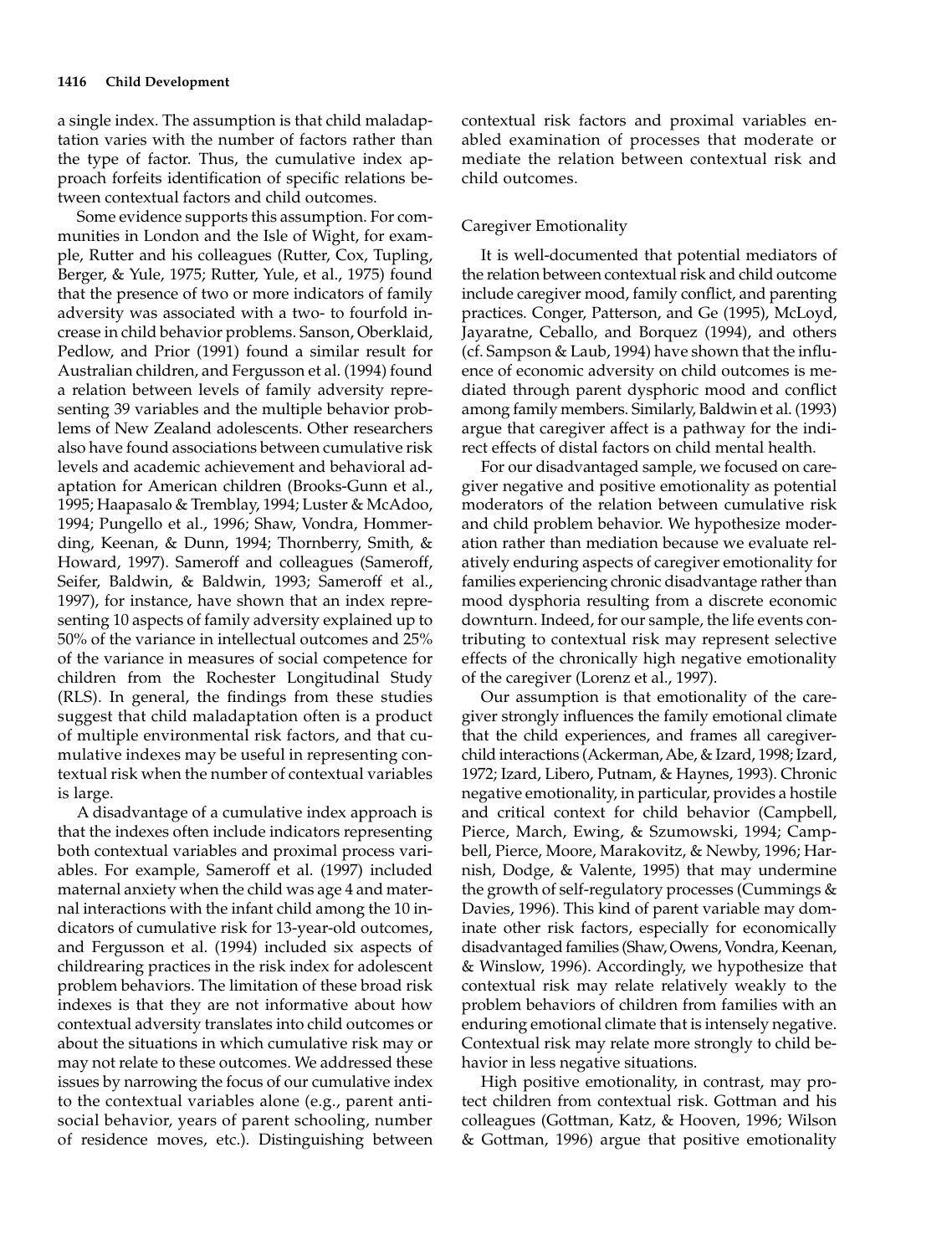a single index. The assumption is that child maladaptation varies with the number of factors rather than the type of factor. Thus, the cumulative index approach forfeits identification of specific relations between contextual factors and child outcomes.

Some evidence supports this assumption. For communities in London and the Isle of Wight, for example, Rutter and his colleagues (Rutter, Cox, Tupling, Berger, & Yule, 1975; Rutter, Yule, et al., 1975) found that the presence of two or more indicators of family adversity was associated with a two- to fourfold increase in child behavior problems. Sanson, Oberklaid, Pedlow, and Prior (1991) found a similar result for Australian children, and Fergusson et al. (1994) found a relation between levels of family adversity representing 39 variables and the multiple behavior problems of New Zealand adolescents. Other researchers also have found associations between cumulative risk levels and academic achievement and behavioral adaptation for American children (Brooks-Gunn et al., 1995; Haapasalo & Tremblay, 1994; Luster & McAdoo, 1994; Pungello et al., 1996; Shaw, Vondra, Hommerding, Keenan, & Dunn, 1994; Thornberry, Smith, & Howard, 1997). Sameroff and colleagues (Sameroff, Seifer, Baldwin, & Baldwin, 1993; Sameroff et al., 1997), for instance, have shown that an index representing 10 aspects of family adversity explained up to 50% of the variance in intellectual outcomes and 25% of the variance in measures of social competence for children from the Rochester Longitudinal Study (RLS). In general, the findings from these studies suggest that child maladaptation often is a product of multiple environmental risk factors, and that cumulative indexes may be useful in representing contextual risk when the number of contextual variables is large.

A disadvantage of a cumulative index approach is that the indexes often include indicators representing both contextual variables and proximal process variables. For example, Sameroff et al. (1997) included maternal anxiety when the child was age 4 and maternal interactions with the infant child among the 10 indicators of cumulative risk for 13-year-old outcomes, and Fergusson et al. (1994) included six aspects of childrearing practices in the risk index for adolescent problem behaviors. The limitation of these broad risk indexes is that they are not informative about how contextual adversity translates into child outcomes or about the situations in which cumulative risk may or may not relate to these outcomes. We addressed these issues by narrowing the focus of our cumulative index to the contextual variables alone (e.g., parent antisocial behavior, years of parent schooling, number of residence moves, etc.). Distinguishing between contextual risk factors and proximal variables enabled examination of processes that moderate or mediate the relation between contextual risk and child outcomes.

## Caregiver Emotionality

It is well-documented that potential mediators of the relation between contextual risk and child outcome include caregiver mood, family conflict, and parenting practices. Conger, Patterson, and Ge (1995), McLoyd, Jayaratne, Ceballo, and Borquez (1994), and others (cf. Sampson & Laub, 1994) have shown that the influence of economic adversity on child outcomes is mediated through parent dysphoric mood and conflict among family members. Similarly, Baldwin et al. (1993) argue that caregiver affect is a pathway for the indirect effects of distal factors on child mental health.

For our disadvantaged sample, we focused on caregiver negative and positive emotionality as potential moderators of the relation between cumulative risk and child problem behavior. We hypothesize moderation rather than mediation because we evaluate relatively enduring aspects of caregiver emotionality for families experiencing chronic disadvantage rather than mood dysphoria resulting from a discrete economic downturn. Indeed, for our sample, the life events contributing to contextual risk may represent selective effects of the chronically high negative emotionality of the caregiver (Lorenz et al., 1997).

Our assumption is that emotionality of the caregiver strongly influences the family emotional climate that the child experiences, and frames all caregiver-child interactions (Ackerman, Abe, & Izard, 1998; Izard, 1972; Izard, Libero, Putnam, & Haynes, 1993). Chronic negative emotionality, in particular, provides a hostile and critical context for child behavior (Campbell, Pierce, March, Ewing, & Szumowski, 1994; Campbell, Pierce, Moore, Marakovitz, & Newby, 1996; Harnish, Dodge, & Valente, 1995) that may undermine the growth of self-regulatory processes (Cummings & Davies, 1996). This kind of parent variable may dominate other risk factors, especially for economically disadvantaged families (Shaw, Owens, Vondra, Keenan, & Winslow, 1996). Accordingly, we hypothesize that contextual risk may relate relatively weakly to the problem behaviors of children from families with an enduring emotional climate that is intensely negative. Contextual risk may relate more strongly to child behavior in less negative situations.

High positive emotionality, in contrast, may protect children from contextual risk. Gottman and his colleagues (Gottman, Katz, & Hooven, 1996; Wilson & Gottman, 1996) argue that positive emotionality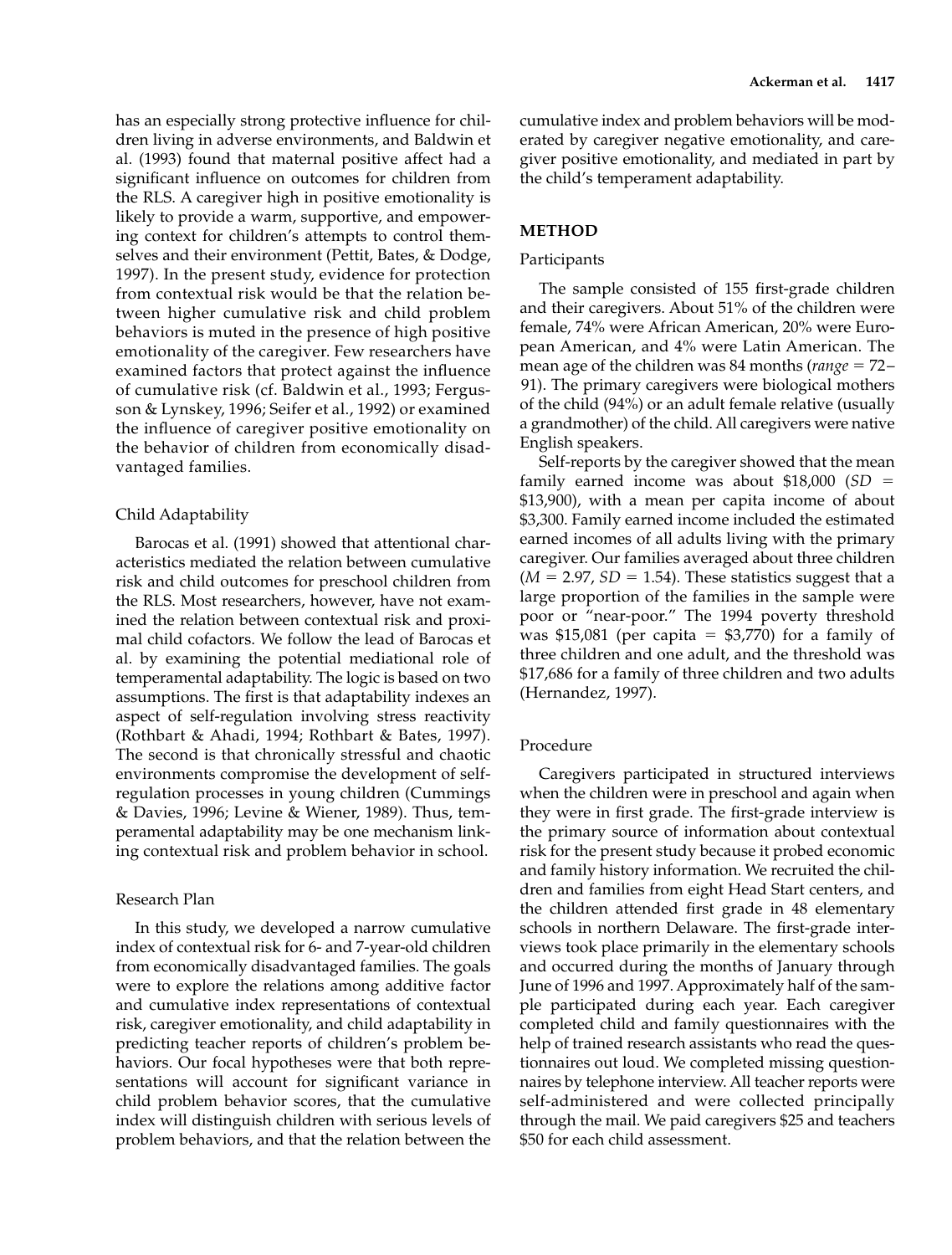has an especially strong protective influence for children living in adverse environments, and Baldwin et al. (1993) found that maternal positive affect had a significant influence on outcomes for children from the RLS. A caregiver high in positive emotionality is likely to provide a warm, supportive, and empowering context for children's attempts to control themselves and their environment (Pettit, Bates, & Dodge, 1997). In the present study, evidence for protection from contextual risk would be that the relation between higher cumulative risk and child problem behaviors is muted in the presence of high positive emotionality of the caregiver. Few researchers have examined factors that protect against the influence of cumulative risk (cf. Baldwin et al., 1993; Fergusson & Lynskey, 1996; Seifer et al., 1992) or examined the influence of caregiver positive emotionality on the behavior of children from economically disadvantaged families.

### Child Adaptability

Barocas et al. (1991) showed that attentional characteristics mediated the relation between cumulative risk and child outcomes for preschool children from the RLS. Most researchers, however, have not examined the relation between contextual risk and proximal child cofactors. We follow the lead of Barocas et al. by examining the potential mediational role of temperamental adaptability. The logic is based on two assumptions. The first is that adaptability indexes an aspect of self-regulation involving stress reactivity (Rothbart & Ahadi, 1994; Rothbart & Bates, 1997). The second is that chronically stressful and chaotic environments compromise the development of self-regulation processes in young children (Cummings & Davies, 1996; Levine & Wiener, 1989). Thus, temperamental adaptability may be one mechanism linking contextual risk and problem behavior in school.

### Research Plan

In this study, we developed a narrow cumulative index of contextual risk for 6- and 7-year-old children from economically disadvantaged families. The goals were to explore the relations among additive factor and cumulative index representations of contextual risk, caregiver emotionality, and child adaptability in predicting teacher reports of children's problem behaviors. Our focal hypotheses were that both representations will account for significant variance in child problem behavior scores, that the cumulative index will distinguish children with serious levels of problem behaviors, and that the relation between the cumulative index and problem behaviors will be moderated by caregiver negative emotionality, and caregiver positive emotionality, and mediated in part by the child's temperament adaptability.

## METHOD

### Participants

The sample consisted of 155 first-grade children and their caregivers. About 51% of the children were female, 74% were African American, 20% were European American, and 4% were Latin American. The mean age of the children was 84 months (*range* = 72–91). The primary caregivers were biological mothers of the child (94%) or an adult female relative (usually a grandmother) of the child. All caregivers were native English speakers.

Self-reports by the caregiver showed that the mean family earned income was about \$18,000 ($SD$ = \$13,900), with a mean per capita income of about \$3,300. Family earned income included the estimated earned incomes of all adults living with the primary caregiver. Our families averaged about three children ($M = 2.97$, $SD = 1.54$). These statistics suggest that a large proportion of the families in the sample were poor or "near-poor." The 1994 poverty threshold was \$15,081 (per capita = \$3,770) for a family of three children and one adult, and the threshold was \$17,686 for a family of three children and two adults (Hernandez, 1997).

### Procedure

Caregivers participated in structured interviews when the children were in preschool and again when they were in first grade. The first-grade interview is the primary source of information about contextual risk for the present study because it probed economic and family history information. We recruited the children and families from eight Head Start centers, and the children attended first grade in 48 elementary schools in northern Delaware. The first-grade interviews took place primarily in the elementary schools and occurred during the months of January through June of 1996 and 1997. Approximately half of the sample participated during each year. Each caregiver completed child and family questionnaires with the help of trained research assistants who read the questionnaires out loud. We completed missing questionnaires by telephone interview. All teacher reports were self-administered and were collected principally through the mail. We paid caregivers \$25 and teachers \$50 for each child assessment.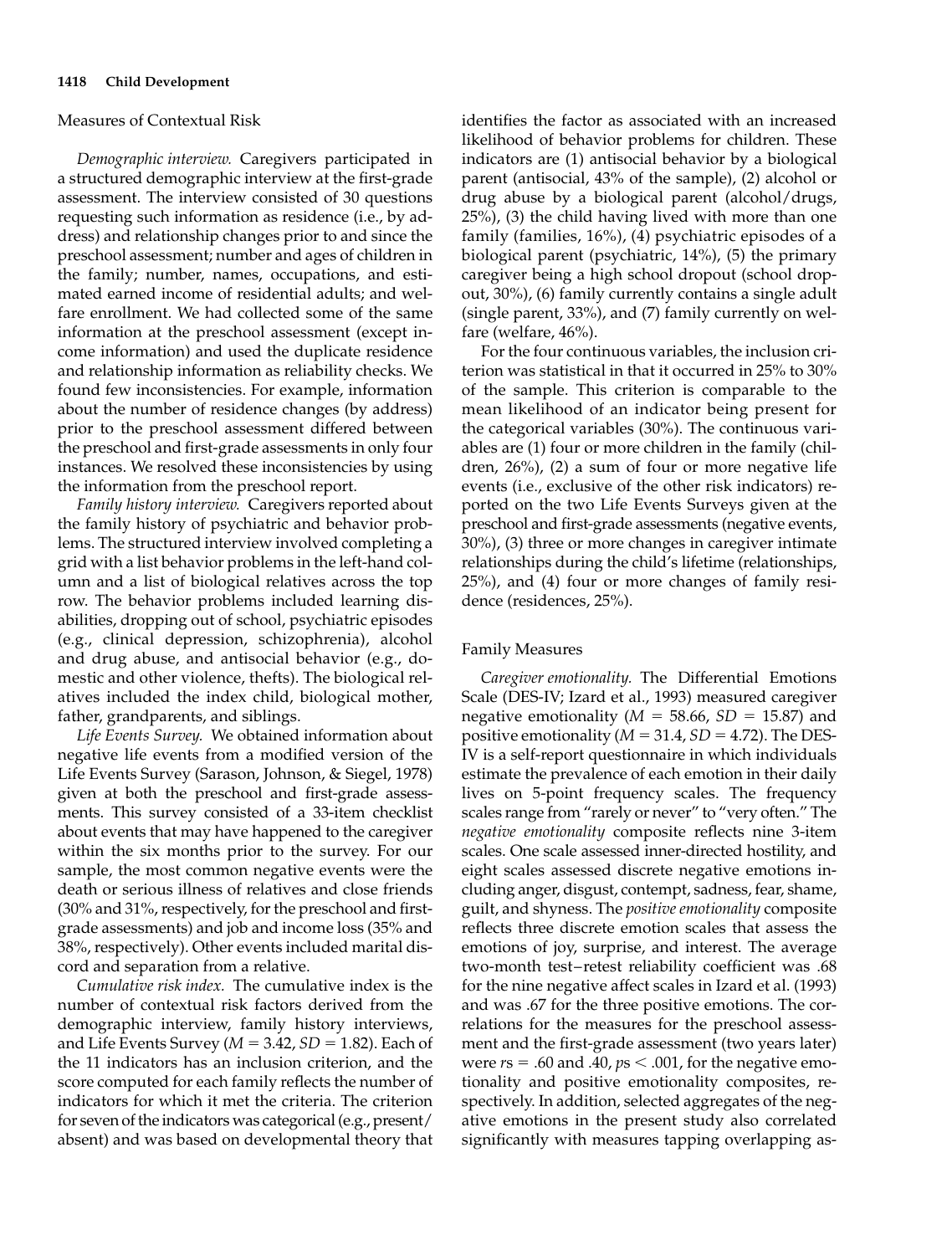Measures of Contextual Risk

*Demographic interview.* Caregivers participated in a structured demographic interview at the first-grade assessment. The interview consisted of 30 questions requesting such information as residence (i.e., by address) and relationship changes prior to and since the preschool assessment; number and ages of children in the family; number, names, occupations, and estimated earned income of residential adults; and welfare enrollment. We had collected some of the same information at the preschool assessment (except income information) and used the duplicate residence and relationship information as reliability checks. We found few inconsistencies. For example, information about the number of residence changes (by address) prior to the preschool assessment differed between the preschool and first-grade assessments in only four instances. We resolved these inconsistencies by using the information from the preschool report.

*Family history interview.* Caregivers reported about the family history of psychiatric and behavior problems. The structured interview involved completing a grid with a list behavior problems in the left-hand column and a list of biological relatives across the top row. The behavior problems included learning disabilities, dropping out of school, psychiatric episodes (e.g., clinical depression, schizophrenia), alcohol and drug abuse, and antisocial behavior (e.g., domestic and other violence, thefts). The biological relatives included the index child, biological mother, father, grandparents, and siblings.

*Life Events Survey.* We obtained information about negative life events from a modified version of the Life Events Survey (Sarason, Johnson, & Siegel, 1978) given at both the preschool and first-grade assessments. This survey consisted of a 33-item checklist about events that may have happened to the caregiver within the six months prior to the survey. For our sample, the most common negative events were the death or serious illness of relatives and close friends (30% and 31%, respectively, for the preschool and first-grade assessments) and job and income loss (35% and 38%, respectively). Other events included marital discord and separation from a relative.

*Cumulative risk index.* The cumulative index is the number of contextual risk factors derived from the demographic interview, family history interviews, and Life Events Survey ($M = 3.42$, $SD = 1.82$). Each of the 11 indicators has an inclusion criterion, and the score computed for each family reflects the number of indicators for which it met the criteria. The criterion for seven of the indicators was categorical (e.g., present/absent) and was based on developmental theory that identifies the factor as associated with an increased likelihood of behavior problems for children. These indicators are (1) antisocial behavior by a biological parent (antisocial, 43% of the sample), (2) alcohol or drug abuse by a biological parent (alcohol/drugs, 25%), (3) the child having lived with more than one family (families, 16%), (4) psychiatric episodes of a biological parent (psychiatric, 14%), (5) the primary caregiver being a high school dropout (school dropout, 30%), (6) family currently contains a single adult (single parent, 33%), and (7) family currently on welfare (welfare, 46%).

For the four continuous variables, the inclusion criterion was statistical in that it occurred in 25% to 30% of the sample. This criterion is comparable to the mean likelihood of an indicator being present for the categorical variables (30%). The continuous variables are (1) four or more children in the family (children, 26%), (2) a sum of four or more negative life events (i.e., exclusive of the other risk indicators) reported on the two Life Events Surveys given at the preschool and first-grade assessments (negative events, 30%), (3) three or more changes in caregiver intimate relationships during the child's lifetime (relationships, 25%), and (4) four or more changes of family residence (residences, 25%).

Family Measures

*Caregiver emotionality.* The Differential Emotions Scale (DES-IV; Izard et al., 1993) measured caregiver negative emotionality ($M = 58.66$, $SD = 15.87$) and positive emotionality ($M = 31.4$, $SD = 4.72$). The DES-IV is a self-report questionnaire in which individuals estimate the prevalence of each emotion in their daily lives on 5-point frequency scales. The frequency scales range from "rarely or never" to "very often." The *negative emotionality* composite reflects nine 3-item scales. One scale assessed inner-directed hostility, and eight scales assessed discrete negative emotions including anger, disgust, contempt, sadness, fear, shame, guilt, and shyness. The *positive emotionality* composite reflects three discrete emotion scales that assess the emotions of joy, surprise, and interest. The average two-month test–retest reliability coefficient was .68 for the nine negative affect scales in Izard et al. (1993) and was .67 for the three positive emotions. The correlations for the measures for the preschool assessment and the first-grade assessment (two years later) were $rs = .60$ and $.40$, $ps < .001$, for the negative emotionality and positive emotionality composites, respectively. In addition, selected aggregates of the negative emotions in the present study also correlated significantly with measures tapping overlapping as-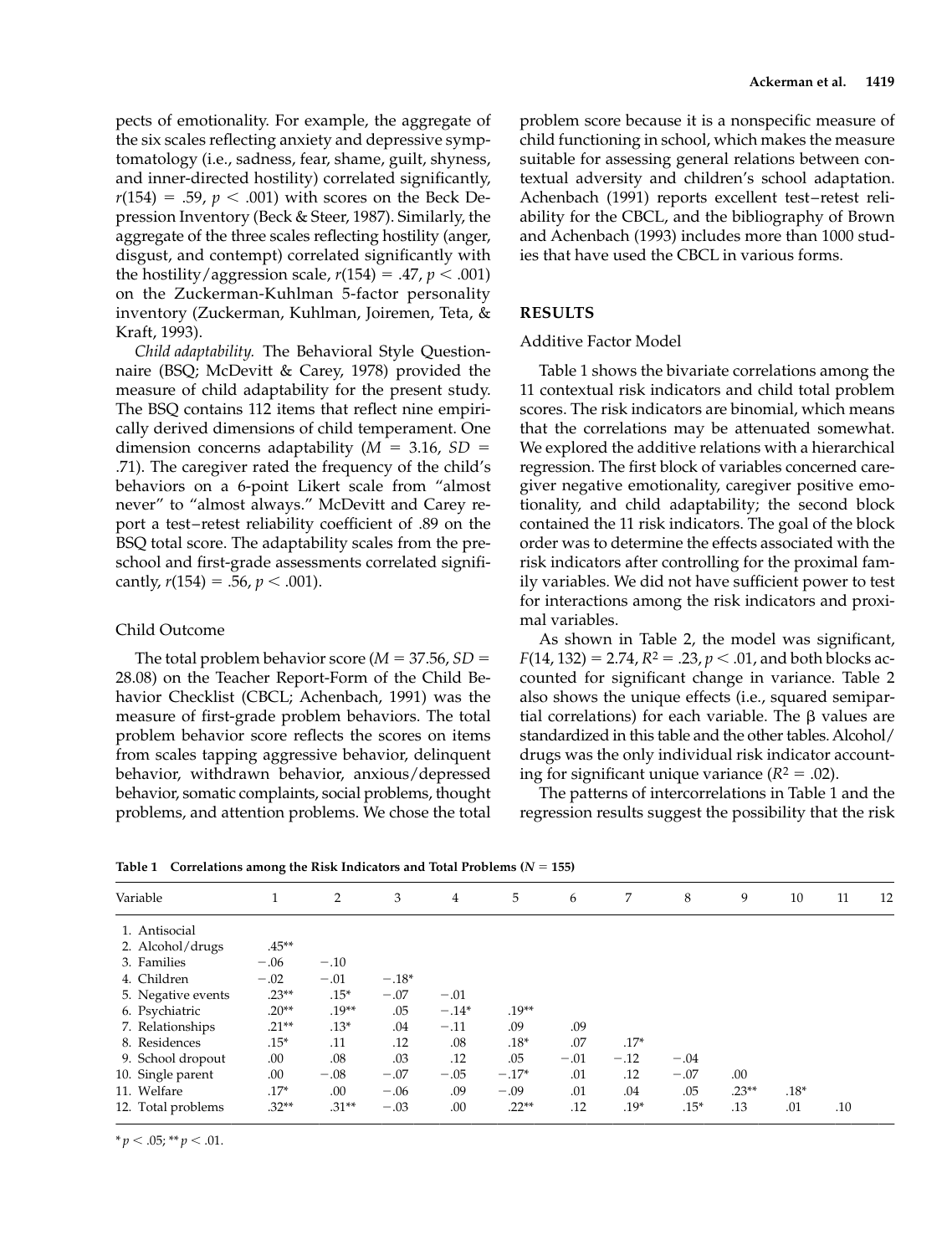pects of emotionality. For example, the aggregate of the six scales reflecting anxiety and depressive symptomatology (i.e., sadness, fear, shame, guilt, shyness, and inner-directed hostility) correlated significantly, $r(154) = .59$, $p < .001$) with scores on the Beck Depression Inventory (Beck & Steer, 1987). Similarly, the aggregate of the three scales reflecting hostility (anger, disgust, and contempt) correlated significantly with the hostility/aggression scale, $r(154) = .47$, $p < .001$) on the Zuckerman-Kuhlman 5-factor personality inventory (Zuckerman, Kuhlman, Joiremen, Teta, & Kraft, 1993).

*Child adaptability.* The Behavioral Style Questionnaire (BSQ; McDevitt & Carey, 1978) provided the measure of child adaptability for the present study. The BSQ contains 112 items that reflect nine empirically derived dimensions of child temperament. One dimension concerns adaptability ($M = 3.16$, $SD = .71$). The caregiver rated the frequency of the child's behaviors on a 6-point Likert scale from "almost never" to "almost always." McDevitt and Carey report a test–retest reliability coefficient of .89 on the BSQ total score. The adaptability scales from the preschool and first-grade assessments correlated significantly, $r(154) = .56$, $p < .001$).

### Child Outcome

The total problem behavior score ($M = 37.56$, $SD = 28.08$) on the Teacher Report-Form of the Child Behavior Checklist (CBCL; Achenbach, 1991) was the measure of first-grade problem behaviors. The total problem behavior score reflects the scores on items from scales tapping aggressive behavior, delinquent behavior, withdrawn behavior, anxious/depressed behavior, somatic complaints, social problems, thought problems, and attention problems. We chose the total problem score because it is a nonspecific measure of child functioning in school, which makes the measure suitable for assessing general relations between contextual adversity and children's school adaptation. Achenbach (1991) reports excellent test–retest reliability for the CBCL, and the bibliography of Brown and Achenbach (1993) includes more than 1000 studies that have used the CBCL in various forms.

## RESULTS

### Additive Factor Model

Table 1 shows the bivariate correlations among the 11 contextual risk indicators and child total problem scores. The risk indicators are binomial, which means that the correlations may be attenuated somewhat. We explored the additive relations with a hierarchical regression. The first block of variables concerned caregiver negative emotionality, caregiver positive emotionality, and child adaptability; the second block contained the 11 risk indicators. The goal of the block order was to determine the effects associated with the risk indicators after controlling for the proximal family variables. We did not have sufficient power to test for interactions among the risk indicators and proximal variables.

As shown in Table 2, the model was significant, $F(14, 132) = 2.74$, $R^2 = .23$, $p < .01$, and both blocks accounted for significant change in variance. Table 2 also shows the unique effects (i.e., squared semipartial correlations) for each variable. The $\beta$ values are standardized in this table and the other tables. Alcohol/drugs was the only individual risk indicator accounting for significant unique variance ($R^2 = .02$).

The patterns of intercorrelations in Table 1 and the regression results suggest the possibility that the risk

**Table 1 Correlations among the Risk Indicators and Total Problems ($N = 155$)**

| Variable | 1 | 2 | 3 | 4 | 5 | 6 | 7 | 8 | 9 | 10 | 11 | 12 |
|---|---|---|---|---|---|---|---|---|---|---|---|---|
| 1. Antisocial | | | | | | | | | | | | |
| 2. Alcohol/drugs | .45** | | | | | | | | | | | |
| 3. Families | −.06 | −.10 | | | | | | | | | | |
| 4. Children | −.02 | −.01 | −.18* | | | | | | | | | |
| 5. Negative events | .23** | .15* | −.07 | −.01 | | | | | | | | |
| 6. Psychiatric | .20** | .19** | .05 | −.14* | .19** | | | | | | | |
| 7. Relationships | .21** | .13* | .04 | −.11 | .09 | .09 | | | | | | |
| 8. Residences | .15* | .11 | .12 | .08 | .18* | .07 | .17* | | | | | |
| 9. School dropout | .00 | .08 | .03 | .12 | .05 | −.01 | −.12 | −.04 | | | | |
| 10. Single parent | .00 | −.08 | −.07 | −.05 | −.17* | .01 | .12 | −.07 | .00 | | | |
| 11. Welfare | .17* | .00 | −.06 | .09 | −.09 | .01 | .04 | .05 | .23** | .18* | | |
| 12. Total problems | .32** | .31** | −.03 | .00 | .22** | .12 | .19* | .15* | .13 | .01 | .10 | |

* $p < .05$; ** $p < .01$.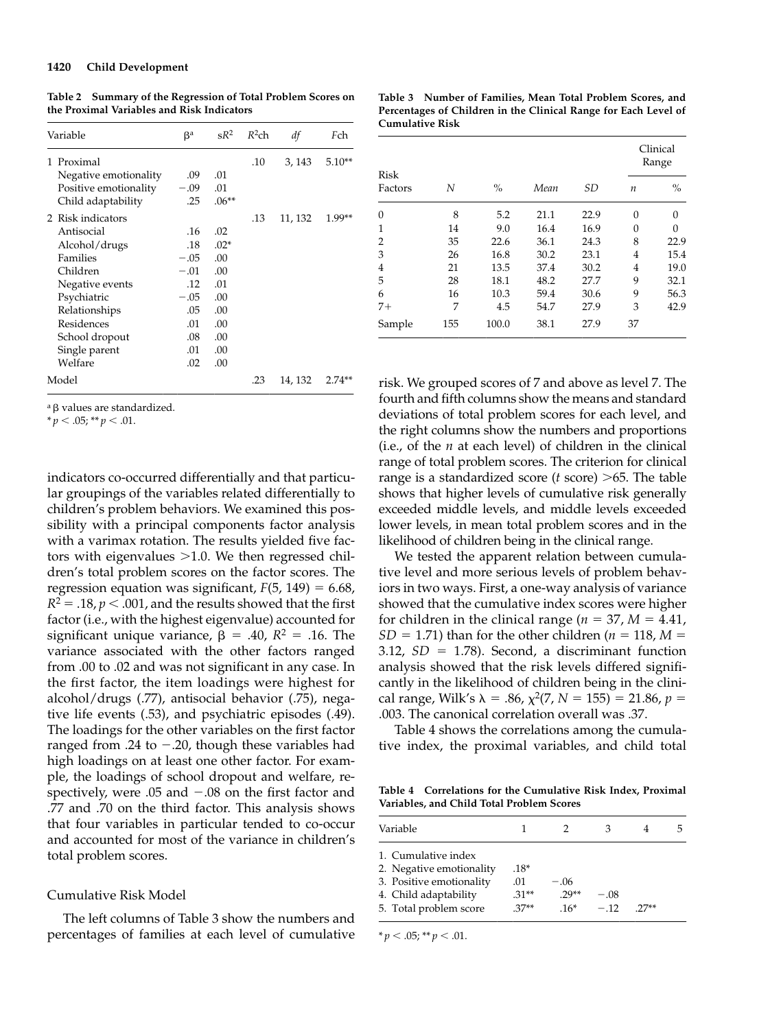**Table 2 Summary of the Regression of Total Problem Scores on the Proximal Variables and Risk Indicators**

| Variable | $\beta$[a] | s$R^2$ | $R^2$ch | df | Fch |
|---|---|---|---|---|---|
| 1 Proximal | | | .10 | 3, 143 | 5.10** |
| Negative emotionality | .09 | .01 | | | |
| Positive emotionality | −.09 | .01 | | | |
| Child adaptability | .25 | .06** | | | |
| 2 Risk indicators | | | .13 | 11, 132 | 1.99** |
| Antisocial | .16 | .02 | | | |
| Alcohol/drugs | .18 | .02* | | | |
| Families | −.05 | .00 | | | |
| Children | −.01 | .00 | | | |
| Negative events | .12 | .01 | | | |
| Psychiatric | −.05 | .00 | | | |
| Relationships | .05 | .00 | | | |
| Residences | .01 | .00 | | | |
| School dropout | .08 | .00 | | | |
| Single parent | .01 | .00 | | | |
| Welfare | .02 | .00 | | | |
| Model | | | .23 | 14, 132 | 2.74** |

[a] $\beta$ values are standardized.
* $p < .05$; ** $p < .01$.

indicators co-occurred differentially and that particular groupings of the variables related differentially to children's problem behaviors. We examined this possibility with a principal components factor analysis with a varimax rotation. The results yielded five factors with eigenvalues >1.0. We then regressed children's total problem scores on the factor scores. The regression equation was significant, $F(5, 149) = 6.68$, $R^2 = .18$, $p < .001$, and the results showed that the first factor (i.e., with the highest eigenvalue) accounted for significant unique variance, $\beta = .40$, $R^2 = .16$. The variance associated with the other factors ranged from .00 to .02 and was not significant in any case. In the first factor, the item loadings were highest for alcohol/drugs (.77), antisocial behavior (.75), negative life events (.53), and psychiatric episodes (.49). The loadings for the other variables on the first factor ranged from .24 to −.20, though these variables had high loadings on at least one other factor. For example, the loadings of school dropout and welfare, respectively, were .05 and −.08 on the first factor and .77 and .70 on the third factor. This analysis shows that four variables in particular tended to co-occur and accounted for most of the variance in children's total problem scores.

## Cumulative Risk Model

The left columns of Table 3 show the numbers and percentages of families at each level of cumulative risk. We grouped scores of 7 and above as level 7. The fourth and fifth columns show the means and standard deviations of total problem scores for each level, and the right columns show the numbers and proportions (i.e., of the *n* at each level) of children in the clinical range of total problem scores. The criterion for clinical range is a standardized score (*t* score) >65. The table shows that higher levels of cumulative risk generally exceeded middle levels, and middle levels exceeded lower levels, in mean total problem scores and in the likelihood of children being in the clinical range.

**Table 3 Number of Families, Mean Total Problem Scores, and Percentages of Children in the Clinical Range for Each Level of Cumulative Risk**

| Risk Factors | N | % | Mean | SD | Clinical Range *n* | Clinical Range % |
|---|---|---|---|---|---|---|
| 0 | 8 | 5.2 | 21.1 | 22.9 | 0 | 0 |
| 1 | 14 | 9.0 | 16.4 | 16.9 | 0 | 0 |
| 2 | 35 | 22.6 | 36.1 | 24.3 | 8 | 22.9 |
| 3 | 26 | 16.8 | 30.2 | 23.1 | 4 | 15.4 |
| 4 | 21 | 13.5 | 37.4 | 30.2 | 4 | 19.0 |
| 5 | 28 | 18.1 | 48.2 | 27.7 | 9 | 32.1 |
| 6 | 16 | 10.3 | 59.4 | 30.6 | 9 | 56.3 |
| 7+ | 7 | 4.5 | 54.7 | 27.9 | 3 | 42.9 |
| Sample | 155 | 100.0 | 38.1 | 27.9 | 37 | |

We tested the apparent relation between cumulative level and more serious levels of problem behaviors in two ways. First, a one-way analysis of variance showed that the cumulative index scores were higher for children in the clinical range ($n = 37$, $M = 4.41$, $SD = 1.71$) than for the other children ($n = 118$, $M = 3.12$, $SD = 1.78$). Second, a discriminant function analysis showed that the risk levels differed significantly in the likelihood of children being in the clinical range, Wilk's $\lambda = .86$, $\chi^2(7, N = 155) = 21.86$, $p = .003$. The canonical correlation overall was .37.

Table 4 shows the correlations among the cumulative index, the proximal variables, and child total

**Table 4 Correlations for the Cumulative Risk Index, Proximal Variables, and Child Total Problem Scores**

| Variable | 1 | 2 | 3 | 4 | 5 |
|---|---|---|---|---|---|
| 1. Cumulative index | | | | | |
| 2. Negative emotionality | .18* | | | | |
| 3. Positive emotionality | .01 | −.06 | | | |
| 4. Child adaptability | .31** | .29** | −.08 | | |
| 5. Total problem score | .37** | .16* | −.12 | .27** | |

* $p < .05$; ** $p < .01$.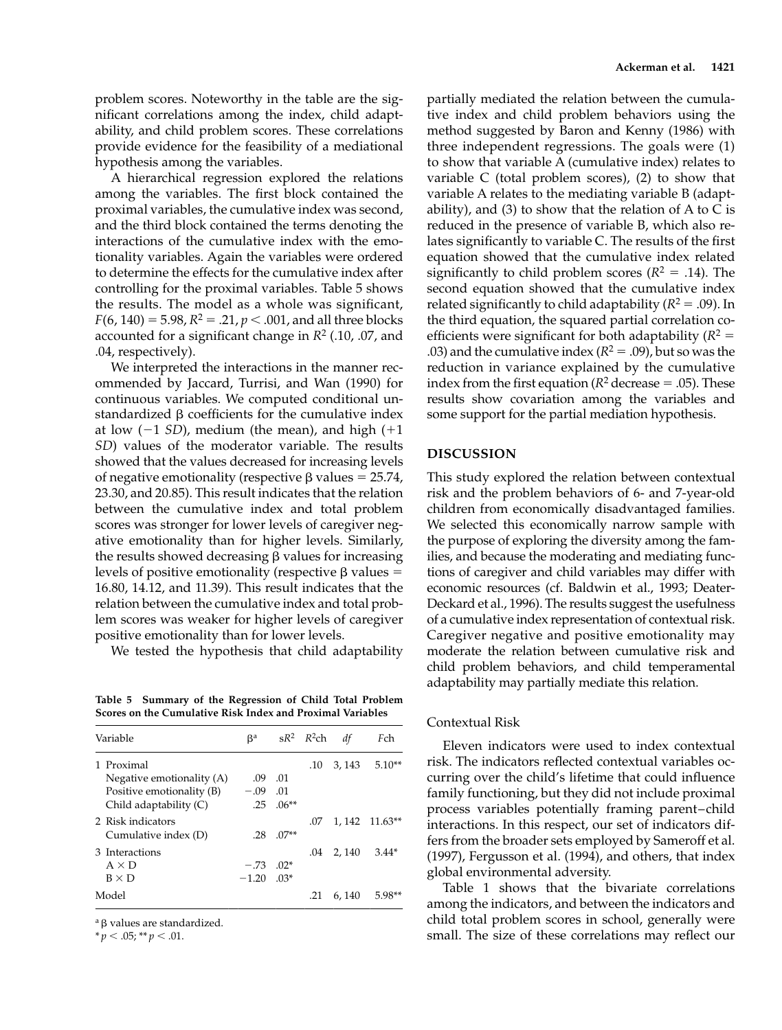problem scores. Noteworthy in the table are the significant correlations among the index, child adaptability, and child problem scores. These correlations provide evidence for the feasibility of a mediational hypothesis among the variables.

A hierarchical regression explored the relations among the variables. The first block contained the proximal variables, the cumulative index was second, and the third block contained the terms denoting the interactions of the cumulative index with the emotionality variables. Again the variables were ordered to determine the effects for the cumulative index after controlling for the proximal variables. Table 5 shows the results. The model as a whole was significant, $F(6, 140) = 5.98$, $R^2 = .21$, $p < .001$, and all three blocks accounted for a significant change in $R^2$ (.10, .07, and .04, respectively).

We interpreted the interactions in the manner recommended by Jaccard, Turrisi, and Wan (1990) for continuous variables. We computed conditional unstandardized β coefficients for the cumulative index at low (−1 *SD*), medium (the mean), and high (+1 *SD*) values of the moderator variable. The results showed that the values decreased for increasing levels of negative emotionality (respective β values = 25.74, 23.30, and 20.85). This result indicates that the relation between the cumulative index and total problem scores was stronger for lower levels of caregiver negative emotionality than for higher levels. Similarly, the results showed decreasing β values for increasing levels of positive emotionality (respective β values = 16.80, 14.12, and 11.39). This result indicates that the relation between the cumulative index and total problem scores was weaker for higher levels of caregiver positive emotionality than for lower levels.

We tested the hypothesis that child adaptability partially mediated the relation between the cumulative index and child problem behaviors using the method suggested by Baron and Kenny (1986) with three independent regressions. The goals were (1) to show that variable A (cumulative index) relates to variable C (total problem scores), (2) to show that variable A relates to the mediating variable B (adaptability), and (3) to show that the relation of A to C is reduced in the presence of variable B, which also relates significantly to variable C. The results of the first equation showed that the cumulative index related significantly to child problem scores ($R^2 = .14$). The second equation showed that the cumulative index related significantly to child adaptability ($R^2 = .09$). In the third equation, the squared partial correlation coefficients were significant for both adaptability ($R^2 = .03$) and the cumulative index ($R^2 = .09$), but so was the reduction in variance explained by the cumulative index from the first equation ($R^2$ decrease = .05). These results show covariation among the variables and some support for the partial mediation hypothesis.

**Table 5 Summary of the Regression of Child Total Problem Scores on the Cumulative Risk Index and Proximal Variables**

| Variable | β[a] | s$R^2$ | $R^2$ch | *df* | *F*ch |
|---|---|---|---|---|---|
| 1 Proximal | | | .10 | 3, 143 | 5.10** |
| Negative emotionality (A) | .09 | .01 | | | |
| Positive emotionality (B) | −.09 | .01 | | | |
| Child adaptability (C) | .25 | .06** | | | |
| 2 Risk indicators | | | .07 | 1, 142 | 11.63** |
| Cumulative index (D) | .28 | .07** | | | |
| 3 Interactions | | | .04 | 2, 140 | 3.44* |
| A × D | −.73 | .02* | | | |
| B × D | −1.20 | .03* | | | |
| Model | | | .21 | 6, 140 | 5.98** |

[a] β values are standardized.

* $p < .05$; ** $p < .01$.

## DISCUSSION

This study explored the relation between contextual risk and the problem behaviors of 6- and 7-year-old children from economically disadvantaged families. We selected this economically narrow sample with the purpose of exploring the diversity among the families, and because the moderating and mediating functions of caregiver and child variables may differ with economic resources (cf. Baldwin et al., 1993; Deater-Deckard et al., 1996). The results suggest the usefulness of a cumulative index representation of contextual risk. Caregiver negative and positive emotionality may moderate the relation between cumulative risk and child problem behaviors, and child temperamental adaptability may partially mediate this relation.

### Contextual Risk

Eleven indicators were used to index contextual risk. The indicators reflected contextual variables occurring over the child's lifetime that could influence family functioning, but they did not include proximal process variables potentially framing parent–child interactions. In this respect, our set of indicators differs from the broader sets employed by Sameroff et al. (1997), Fergusson et al. (1994), and others, that index global environmental adversity.

Table 1 shows that the bivariate correlations among the indicators, and between the indicators and child total problem scores in school, generally were small. The size of these correlations may reflect our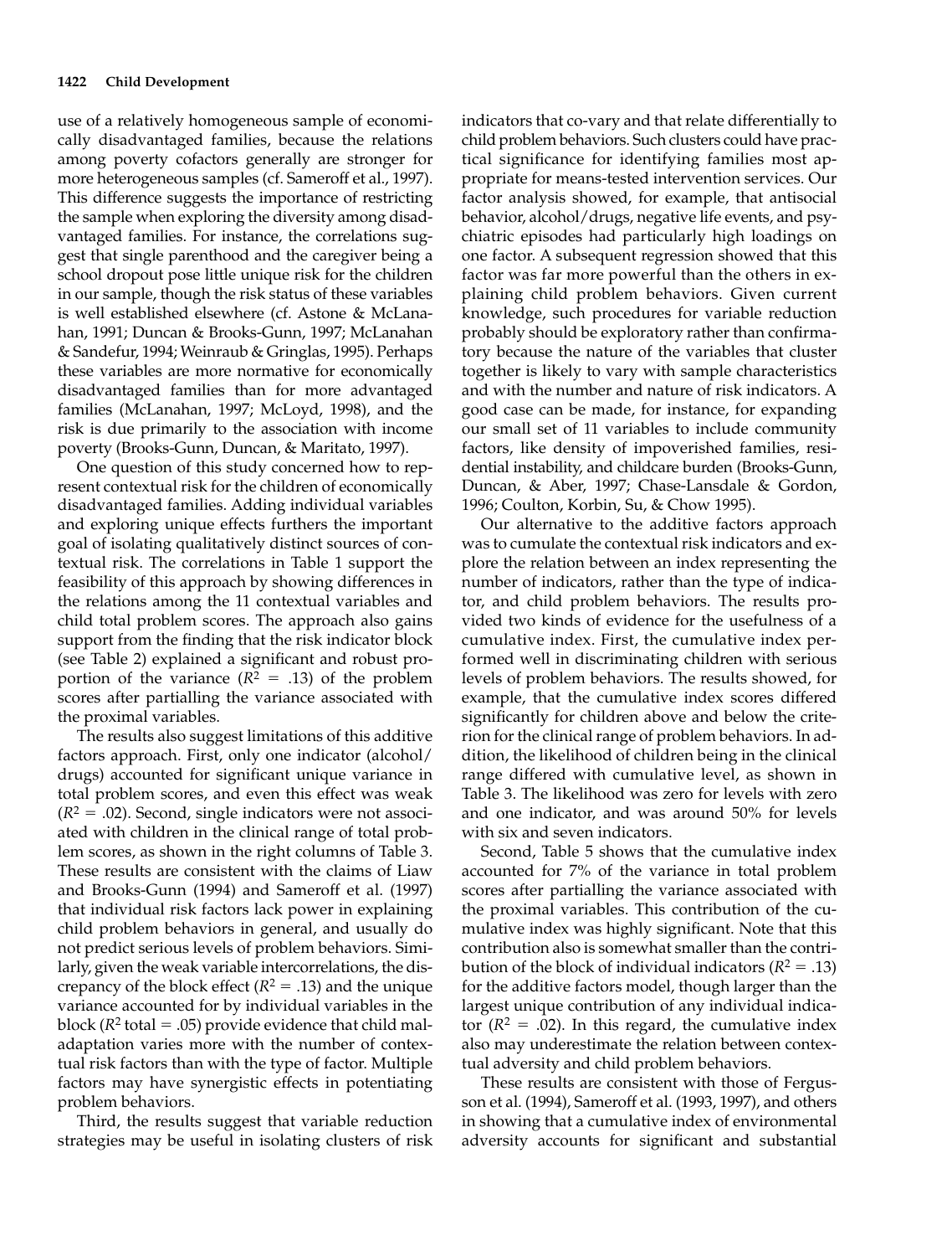use of a relatively homogeneous sample of economically disadvantaged families, because the relations among poverty cofactors generally are stronger for more heterogeneous samples (cf. Sameroff et al., 1997). This difference suggests the importance of restricting the sample when exploring the diversity among disadvantaged families. For instance, the correlations suggest that single parenthood and the caregiver being a school dropout pose little unique risk for the children in our sample, though the risk status of these variables is well established elsewhere (cf. Astone & McLanahan, 1991; Duncan & Brooks-Gunn, 1997; McLanahan & Sandefur, 1994; Weinraub & Gringlas, 1995). Perhaps these variables are more normative for economically disadvantaged families than for more advantaged families (McLanahan, 1997; McLoyd, 1998), and the risk is due primarily to the association with income poverty (Brooks-Gunn, Duncan, & Maritato, 1997).

One question of this study concerned how to represent contextual risk for the children of economically disadvantaged families. Adding individual variables and exploring unique effects furthers the important goal of isolating qualitatively distinct sources of contextual risk. The correlations in Table 1 support the feasibility of this approach by showing differences in the relations among the 11 contextual variables and child total problem scores. The approach also gains support from the finding that the risk indicator block (see Table 2) explained a significant and robust proportion of the variance ($R^2 = .13$) of the problem scores after partialling the variance associated with the proximal variables.

The results also suggest limitations of this additive factors approach. First, only one indicator (alcohol/drugs) accounted for significant unique variance in total problem scores, and even this effect was weak ($R^2 = .02$). Second, single indicators were not associated with children in the clinical range of total problem scores, as shown in the right columns of Table 3. These results are consistent with the claims of Liaw and Brooks-Gunn (1994) and Sameroff et al. (1997) that individual risk factors lack power in explaining child problem behaviors in general, and usually do not predict serious levels of problem behaviors. Similarly, given the weak variable intercorrelations, the discrepancy of the block effect ($R^2 = .13$) and the unique variance accounted for by individual variables in the block ($R^2$ total $= .05$) provide evidence that child maladaptation varies more with the number of contextual risk factors than with the type of factor. Multiple factors may have synergistic effects in potentiating problem behaviors.

Third, the results suggest that variable reduction strategies may be useful in isolating clusters of risk indicators that co-vary and that relate differentially to child problem behaviors. Such clusters could have practical significance for identifying families most appropriate for means-tested intervention services. Our factor analysis showed, for example, that antisocial behavior, alcohol/drugs, negative life events, and psychiatric episodes had particularly high loadings on one factor. A subsequent regression showed that this factor was far more powerful than the others in explaining child problem behaviors. Given current knowledge, such procedures for variable reduction probably should be exploratory rather than confirmatory because the nature of the variables that cluster together is likely to vary with sample characteristics and with the number and nature of risk indicators. A good case can be made, for instance, for expanding our small set of 11 variables to include community factors, like density of impoverished families, residential instability, and childcare burden (Brooks-Gunn, Duncan, & Aber, 1997; Chase-Lansdale & Gordon, 1996; Coulton, Korbin, Su, & Chow 1995).

Our alternative to the additive factors approach was to cumulate the contextual risk indicators and explore the relation between an index representing the number of indicators, rather than the type of indicator, and child problem behaviors. The results provided two kinds of evidence for the usefulness of a cumulative index. First, the cumulative index performed well in discriminating children with serious levels of problem behaviors. The results showed, for example, that the cumulative index scores differed significantly for children above and below the criterion for the clinical range of problem behaviors. In addition, the likelihood of children being in the clinical range differed with cumulative level, as shown in Table 3. The likelihood was zero for levels with zero and one indicator, and was around 50% for levels with six and seven indicators.

Second, Table 5 shows that the cumulative index accounted for 7% of the variance in total problem scores after partialling the variance associated with the proximal variables. This contribution of the cumulative index was highly significant. Note that this contribution also is somewhat smaller than the contribution of the block of individual indicators ($R^2 = .13$) for the additive factors model, though larger than the largest unique contribution of any individual indicator ($R^2 = .02$). In this regard, the cumulative index also may underestimate the relation between contextual adversity and child problem behaviors.

These results are consistent with those of Fergusson et al. (1994), Sameroff et al. (1993, 1997), and others in showing that a cumulative index of environmental adversity accounts for significant and substantial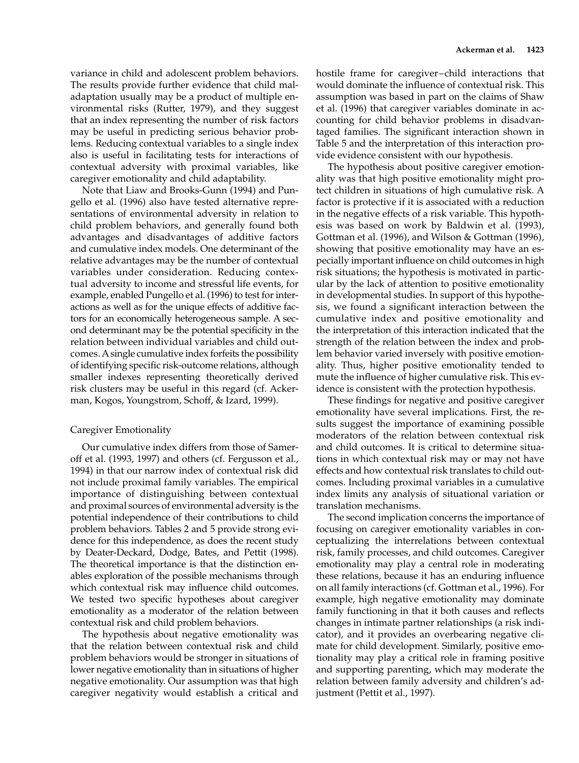variance in child and adolescent problem behaviors. The results provide further evidence that child maladaptation usually may be a product of multiple environmental risks (Rutter, 1979), and they suggest that an index representing the number of risk factors may be useful in predicting serious behavior problems. Reducing contextual variables to a single index also is useful in facilitating tests for interactions of contextual adversity with proximal variables, like caregiver emotionality and child adaptability.

Note that Liaw and Brooks-Gunn (1994) and Pungello et al. (1996) also have tested alternative representations of environmental adversity in relation to child problem behaviors, and generally found both advantages and disadvantages of additive factors and cumulative index models. One determinant of the relative advantages may be the number of contextual variables under consideration. Reducing contextual adversity to income and stressful life events, for example, enabled Pungello et al. (1996) to test for interactions as well as for the unique effects of additive factors for an economically heterogeneous sample. A second determinant may be the potential specificity in the relation between individual variables and child outcomes. A single cumulative index forfeits the possibility of identifying specific risk-outcome relations, although smaller indexes representing theoretically derived risk clusters may be useful in this regard (cf. Ackerman, Kogos, Youngstrom, Schoff, & Izard, 1999).

### Caregiver Emotionality

Our cumulative index differs from those of Sameroff et al. (1993, 1997) and others (cf. Fergusson et al., 1994) in that our narrow index of contextual risk did not include proximal family variables. The empirical importance of distinguishing between contextual and proximal sources of environmental adversity is the potential independence of their contributions to child problem behaviors. Tables 2 and 5 provide strong evidence for this independence, as does the recent study by Deater-Deckard, Dodge, Bates, and Pettit (1998). The theoretical importance is that the distinction enables exploration of the possible mechanisms through which contextual risk may influence child outcomes. We tested two specific hypotheses about caregiver emotionality as a moderator of the relation between contextual risk and child problem behaviors.

The hypothesis about negative emotionality was that the relation between contextual risk and child problem behaviors would be stronger in situations of lower negative emotionality than in situations of higher negative emotionality. Our assumption was that high caregiver negativity would establish a critical and hostile frame for caregiver–child interactions that would dominate the influence of contextual risk. This assumption was based in part on the claims of Shaw et al. (1996) that caregiver variables dominate in accounting for child behavior problems in disadvantaged families. The significant interaction shown in Table 5 and the interpretation of this interaction provide evidence consistent with our hypothesis.

The hypothesis about positive caregiver emotionality was that high positive emotionality might protect children in situations of high cumulative risk. A factor is protective if it is associated with a reduction in the negative effects of a risk variable. This hypothesis was based on work by Baldwin et al. (1993), Gottman et al. (1996), and Wilson & Gottman (1996), showing that positive emotionality may have an especially important influence on child outcomes in high risk situations; the hypothesis is motivated in particular by the lack of attention to positive emotionality in developmental studies. In support of this hypothesis, we found a significant interaction between the cumulative index and positive emotionality and the interpretation of this interaction indicated that the strength of the relation between the index and problem behavior varied inversely with positive emotionality. Thus, higher positive emotionality tended to mute the influence of higher cumulative risk. This evidence is consistent with the protection hypothesis.

These findings for negative and positive caregiver emotionality have several implications. First, the results suggest the importance of examining possible moderators of the relation between contextual risk and child outcomes. It is critical to determine situations in which contextual risk may or may not have effects and how contextual risk translates to child outcomes. Including proximal variables in a cumulative index limits any analysis of situational variation or translation mechanisms.

The second implication concerns the importance of focusing on caregiver emotionality variables in conceptualizing the interrelations between contextual risk, family processes, and child outcomes. Caregiver emotionality may play a central role in moderating these relations, because it has an enduring influence on all family interactions (cf. Gottman et al., 1996). For example, high negative emotionality may dominate family functioning in that it both causes and reflects changes in intimate partner relationships (a risk indicator), and it provides an overbearing negative climate for child development. Similarly, positive emotionality may play a critical role in framing positive and supporting parenting, which may moderate the relation between family adversity and children's adjustment (Pettit et al., 1997).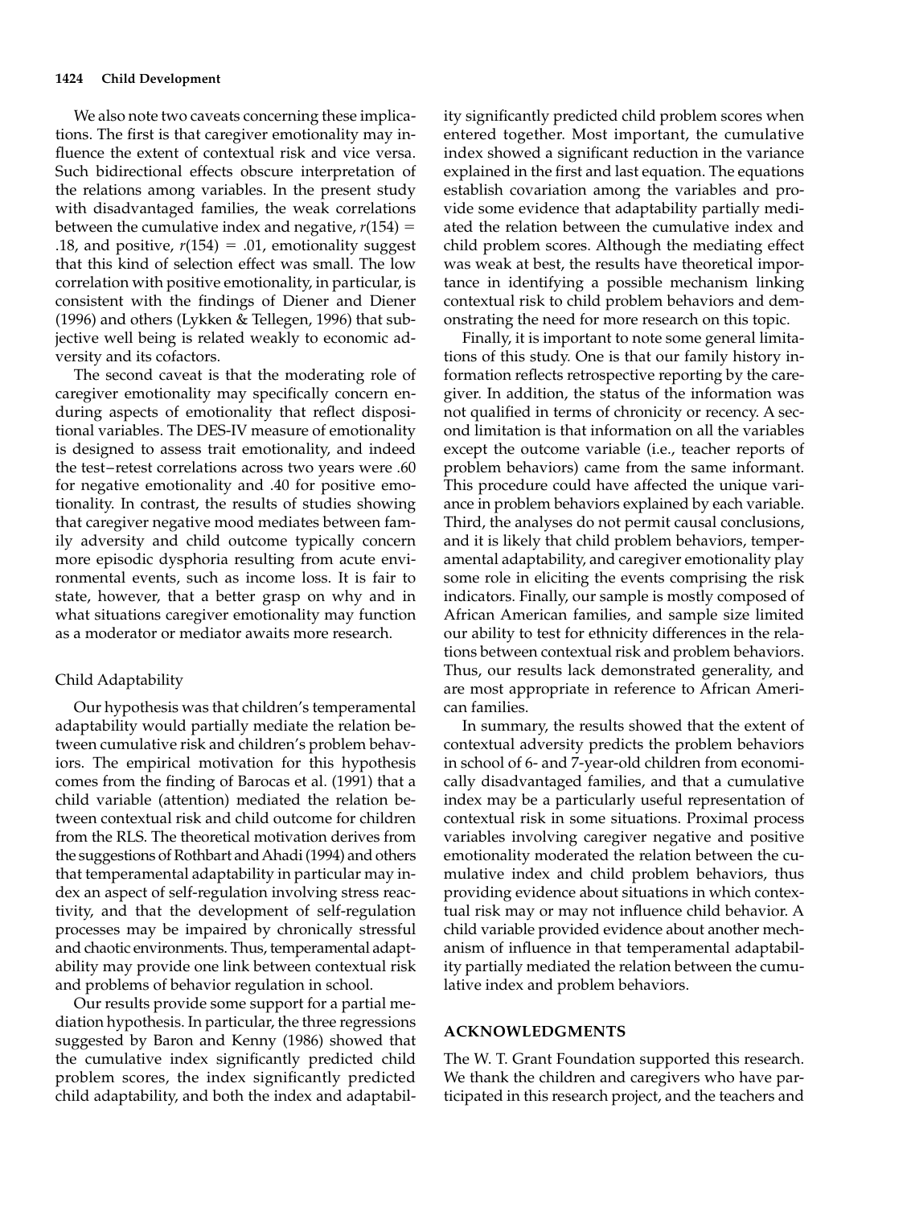We also note two caveats concerning these implications. The first is that caregiver emotionality may influence the extent of contextual risk and vice versa. Such bidirectional effects obscure interpretation of the relations among variables. In the present study with disadvantaged families, the weak correlations between the cumulative index and negative, $r(154) = .18$, and positive, $r(154) = .01$, emotionality suggest that this kind of selection effect was small. The low correlation with positive emotionality, in particular, is consistent with the findings of Diener and Diener (1996) and others (Lykken & Tellegen, 1996) that subjective well being is related weakly to economic adversity and its cofactors.

The second caveat is that the moderating role of caregiver emotionality may specifically concern enduring aspects of emotionality that reflect dispositional variables. The DES-IV measure of emotionality is designed to assess trait emotionality, and indeed the test–retest correlations across two years were .60 for negative emotionality and .40 for positive emotionality. In contrast, the results of studies showing that caregiver negative mood mediates between family adversity and child outcome typically concern more episodic dysphoria resulting from acute environmental events, such as income loss. It is fair to state, however, that a better grasp on why and in what situations caregiver emotionality may function as a moderator or mediator awaits more research.

### Child Adaptability

Our hypothesis was that children's temperamental adaptability would partially mediate the relation between cumulative risk and children's problem behaviors. The empirical motivation for this hypothesis comes from the finding of Barocas et al. (1991) that a child variable (attention) mediated the relation between contextual risk and child outcome for children from the RLS. The theoretical motivation derives from the suggestions of Rothbart and Ahadi (1994) and others that temperamental adaptability in particular may index an aspect of self-regulation involving stress reactivity, and that the development of self-regulation processes may be impaired by chronically stressful and chaotic environments. Thus, temperamental adaptability may provide one link between contextual risk and problems of behavior regulation in school.

Our results provide some support for a partial mediation hypothesis. In particular, the three regressions suggested by Baron and Kenny (1986) showed that the cumulative index significantly predicted child problem scores, the index significantly predicted child adaptability, and both the index and adaptability significantly predicted child problem scores when entered together. Most important, the cumulative index showed a significant reduction in the variance explained in the first and last equation. The equations establish covariation among the variables and provide some evidence that adaptability partially mediated the relation between the cumulative index and child problem scores. Although the mediating effect was weak at best, the results have theoretical importance in identifying a possible mechanism linking contextual risk to child problem behaviors and demonstrating the need for more research on this topic.

Finally, it is important to note some general limitations of this study. One is that our family history information reflects retrospective reporting by the caregiver. In addition, the status of the information was not qualified in terms of chronicity or recency. A second limitation is that information on all the variables except the outcome variable (i.e., teacher reports of problem behaviors) came from the same informant. This procedure could have affected the unique variance in problem behaviors explained by each variable. Third, the analyses do not permit causal conclusions, and it is likely that child problem behaviors, temperamental adaptability, and caregiver emotionality play some role in eliciting the events comprising the risk indicators. Finally, our sample is mostly composed of African American families, and sample size limited our ability to test for ethnicity differences in the relations between contextual risk and problem behaviors. Thus, our results lack demonstrated generality, and are most appropriate in reference to African American families.

In summary, the results showed that the extent of contextual adversity predicts the problem behaviors in school of 6- and 7-year-old children from economically disadvantaged families, and that a cumulative index may be a particularly useful representation of contextual risk in some situations. Proximal process variables involving caregiver negative and positive emotionality moderated the relation between the cumulative index and child problem behaviors, thus providing evidence about situations in which contextual risk may or may not influence child behavior. A child variable provided evidence about another mechanism of influence in that temperamental adaptability partially mediated the relation between the cumulative index and problem behaviors.

## ACKNOWLEDGMENTS

The W. T. Grant Foundation supported this research. We thank the children and caregivers who have participated in this research project, and the teachers and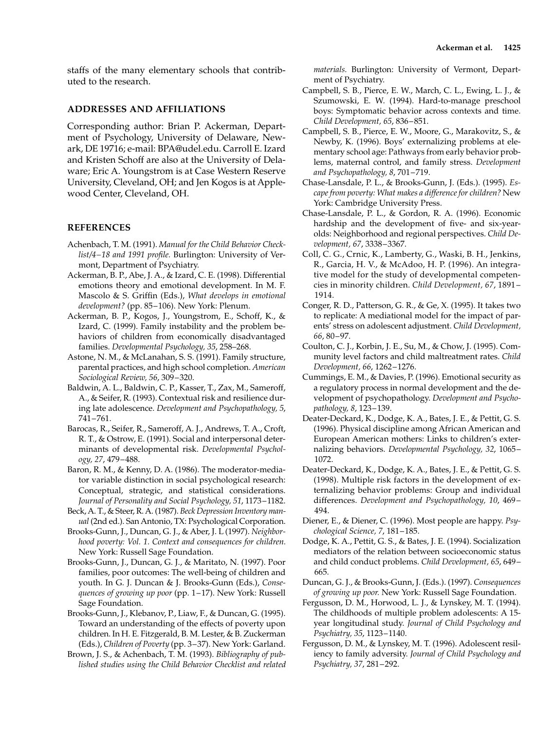staffs of the many elementary schools that contributed to the research.

## ADDRESSES AND AFFILIATIONS

Corresponding author: Brian P. Ackerman, Department of Psychology, University of Delaware, Newark, DE 19716; e-mail: BPA@udel.edu. Carroll E. Izard and Kristen Schoff are also at the University of Delaware; Eric A. Youngstrom is at Case Western Reserve University, Cleveland, OH; and Jen Kogos is at Applewood Center, Cleveland, OH.

## REFERENCES

Achenbach, T. M. (1991). *Manual for the Child Behavior Checklist/4–18 and 1991 profile.* Burlington: University of Vermont, Department of Psychiatry.

Ackerman, B. P., Abe, J. A., & Izard, C. E. (1998). Differential emotions theory and emotional development. In M. F. Mascolo & S. Griffin (Eds.), *What develops in emotional development?* (pp. 85–106). New York: Plenum.

Ackerman, B. P., Kogos, J., Youngstrom, E., Schoff, K., & Izard, C. (1999). Family instability and the problem behaviors of children from economically disadvantaged families. *Developmental Psychology, 35*, 258–268.

Astone, N. M., & McLanahan, S. S. (1991). Family structure, parental practices, and high school completion. *American Sociological Review, 56*, 309–320.

Baldwin, A. L., Baldwin, C. P., Kasser, T., Zax, M., Sameroff, A., & Seifer, R. (1993). Contextual risk and resilience during late adolescence. *Development and Psychopathology, 5*, 741–761.

Barocas, R., Seifer, R., Sameroff, A. J., Andrews, T. A., Croft, R. T., & Ostrow, E. (1991). Social and interpersonal determinants of developmental risk. *Developmental Psychology, 27*, 479–488.

Baron, R. M., & Kenny, D. A. (1986). The moderator-mediator variable distinction in social psychological research: Conceptual, strategic, and statistical considerations. *Journal of Personality and Social Psychology, 51*, 1173–1182.

Beck, A. T., & Steer, R. A. (1987). *Beck Depression Inventory manual* (2nd ed.). San Antonio, TX: Psychological Corporation.

Brooks-Gunn, J., Duncan, G. J., & Aber, J. L (1997). *Neighborhood poverty: Vol. 1. Context and consequences for children.* New York: Russell Sage Foundation.

Brooks-Gunn, J., Duncan, G. J., & Maritato, N. (1997). Poor families, poor outcomes: The well-being of children and youth. In G. J. Duncan & J. Brooks-Gunn (Eds.), *Consequences of growing up poor* (pp. 1–17). New York: Russell Sage Foundation.

Brooks-Gunn, J., Klebanov, P., Liaw, F., & Duncan, G. (1995). Toward an understanding of the effects of poverty upon children. In H. E. Fitzgerald, B. M. Lester, & B. Zuckerman (Eds.), *Children of Poverty* (pp. 3–37). New York: Garland.

Brown, J. S., & Achenbach, T. M. (1993). *Bibliography of published studies using the Child Behavior Checklist and related materials.* Burlington: University of Vermont, Department of Psychiatry.

Campbell, S. B., Pierce, E. W., March, C. L., Ewing, L. J., & Szumowski, E. W. (1994). Hard-to-manage preschool boys: Symptomatic behavior across contexts and time. *Child Development, 65*, 836–851.

Campbell, S. B., Pierce, E. W., Moore, G., Marakovitz, S., & Newby, K. (1996). Boys' externalizing problems at elementary school age: Pathways from early behavior problems, maternal control, and family stress. *Development and Psychopathology, 8*, 701–719.

Chase-Lansdale, P. L., & Brooks-Gunn, J. (Eds.). (1995). *Escape from poverty: What makes a difference for children?* New York: Cambridge University Press.

Chase-Lansdale, P. L., & Gordon, R. A. (1996). Economic hardship and the development of five- and six-year-olds: Neighborhood and regional perspectives. *Child Development, 67*, 3338–3367.

Coll, C. G., Crnic, K., Lamberty, G., Waski, B. H., Jenkins, R., Garcia, H. V., & McAdoo, H. P. (1996). An integrative model for the study of developmental competencies in minority children. *Child Development, 67*, 1891–1914.

Conger, R. D., Patterson, G. R., & Ge, X. (1995). It takes two to replicate: A mediational model for the impact of parents' stress on adolescent adjustment. *Child Development, 66*, 80–97.

Coulton, C. J., Korbin, J. E., Su, M., & Chow, J. (1995). Community level factors and child maltreatment rates. *Child Development, 66*, 1262–1276.

Cummings, E. M., & Davies, P. (1996). Emotional security as a regulatory process in normal development and the development of psychopathology. *Development and Psychopathology, 8*, 123–139.

Deater-Deckard, K., Dodge, K. A., Bates, J. E., & Pettit, G. S. (1996). Physical discipline among African American and European American mothers: Links to children's externalizing behaviors. *Developmental Psychology, 32*, 1065–1072.

Deater-Deckard, K., Dodge, K. A., Bates, J. E., & Pettit, G. S. (1998). Multiple risk factors in the development of externalizing behavior problems: Group and individual differences. *Development and Psychopathology, 10*, 469–494.

Diener, E., & Diener, C. (1996). Most people are happy. *Psychological Science, 7*, 181–185.

Dodge, K. A., Pettit, G. S., & Bates, J. E. (1994). Socialization mediators of the relation between socioeconomic status and child conduct problems. *Child Development, 65*, 649–665.

Duncan, G. J., & Brooks-Gunn, J. (Eds.). (1997). *Consequences of growing up poor.* New York: Russell Sage Foundation.

Fergusson, D. M., Horwood, L. J., & Lynskey, M. T. (1994). The childhoods of multiple problem adolescents: A 15-year longitudinal study. *Journal of Child Psychology and Psychiatry, 35*, 1123–1140.

Fergusson, D. M., & Lynskey, M. T. (1996). Adolescent resiliency to family adversity. *Journal of Child Psychology and Psychiatry, 37*, 281–292.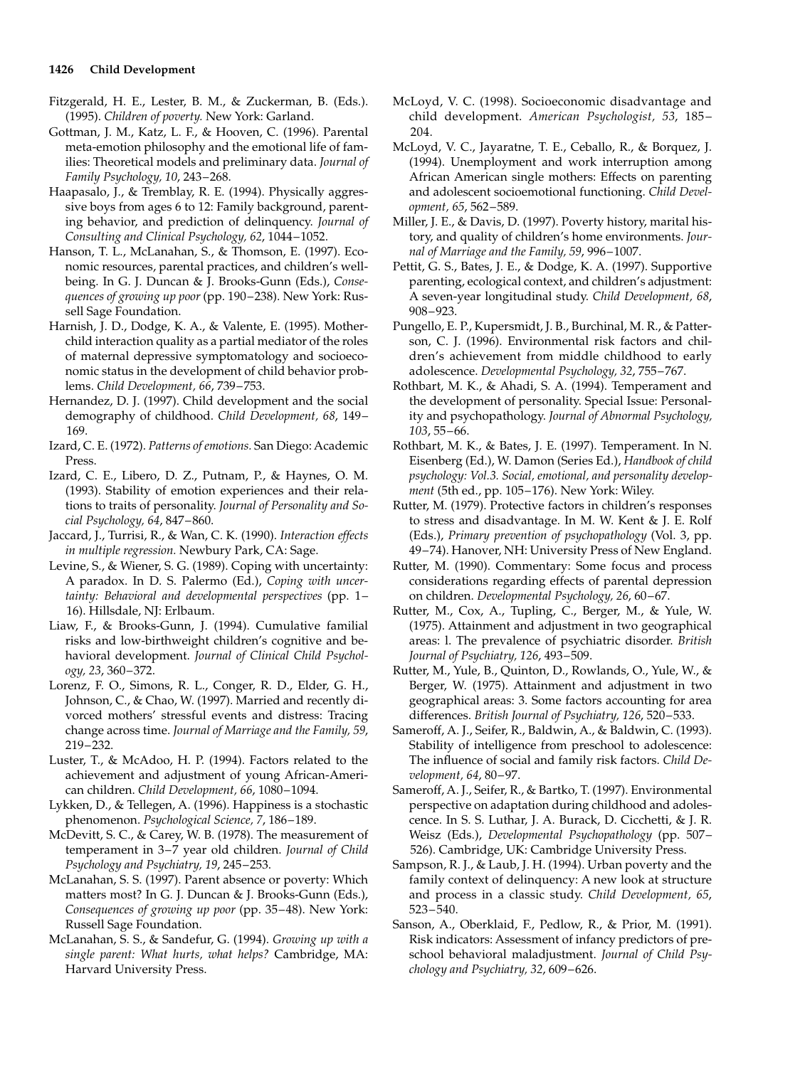Fitzgerald, H. E., Lester, B. M., & Zuckerman, B. (Eds.). (1995). *Children of poverty.* New York: Garland.

Gottman, J. M., Katz, L. F., & Hooven, C. (1996). Parental meta-emotion philosophy and the emotional life of families: Theoretical models and preliminary data. *Journal of Family Psychology, 10*, 243–268.

Haapasalo, J., & Tremblay, R. E. (1994). Physically aggressive boys from ages 6 to 12: Family background, parenting behavior, and prediction of delinquency. *Journal of Consulting and Clinical Psychology, 62*, 1044–1052.

Hanson, T. L., McLanahan, S., & Thomson, E. (1997). Economic resources, parental practices, and children's well-being. In G. J. Duncan & J. Brooks-Gunn (Eds.), *Consequences of growing up poor* (pp. 190–238). New York: Russell Sage Foundation.

Harnish, J. D., Dodge, K. A., & Valente, E. (1995). Mother-child interaction quality as a partial mediator of the roles of maternal depressive symptomatology and socioeconomic status in the development of child behavior problems. *Child Development, 66*, 739–753.

Hernandez, D. J. (1997). Child development and the social demography of childhood. *Child Development, 68*, 149–169.

Izard, C. E. (1972). *Patterns of emotions.* San Diego: Academic Press.

Izard, C. E., Libero, D. Z., Putnam, P., & Haynes, O. M. (1993). Stability of emotion experiences and their relations to traits of personality. *Journal of Personality and Social Psychology, 64*, 847–860.

Jaccard, J., Turrisi, R., & Wan, C. K. (1990). *Interaction effects in multiple regression.* Newbury Park, CA: Sage.

Levine, S., & Wiener, S. G. (1989). Coping with uncertainty: A paradox. In D. S. Palermo (Ed.), *Coping with uncertainty: Behavioral and developmental perspectives* (pp. 1–16). Hillsdale, NJ: Erlbaum.

Liaw, F., & Brooks-Gunn, J. (1994). Cumulative familial risks and low-birthweight children's cognitive and behavioral development. *Journal of Clinical Child Psychology, 23*, 360–372.

Lorenz, F. O., Simons, R. L., Conger, R. D., Elder, G. H., Johnson, C., & Chao, W. (1997). Married and recently divorced mothers' stressful events and distress: Tracing change across time. *Journal of Marriage and the Family, 59*, 219–232.

Luster, T., & McAdoo, H. P. (1994). Factors related to the achievement and adjustment of young African-American children. *Child Development, 66*, 1080–1094.

Lykken, D., & Tellegen, A. (1996). Happiness is a stochastic phenomenon. *Psychological Science, 7*, 186–189.

McDevitt, S. C., & Carey, W. B. (1978). The measurement of temperament in 3–7 year old children. *Journal of Child Psychology and Psychiatry, 19*, 245–253.

McLanahan, S. S. (1997). Parent absence or poverty: Which matters most? In G. J. Duncan & J. Brooks-Gunn (Eds.), *Consequences of growing up poor* (pp. 35–48). New York: Russell Sage Foundation.

McLanahan, S. S., & Sandefur, G. (1994). *Growing up with a single parent: What hurts, what helps?* Cambridge, MA: Harvard University Press.

McLoyd, V. C. (1998). Socioeconomic disadvantage and child development. *American Psychologist, 53*, 185–204.

McLoyd, V. C., Jayaratne, T. E., Ceballo, R., & Borquez, J. (1994). Unemployment and work interruption among African American single mothers: Effects on parenting and adolescent socioemotional functioning. *Child Development, 65*, 562–589.

Miller, J. E., & Davis, D. (1997). Poverty history, marital history, and quality of children's home environments. *Journal of Marriage and the Family, 59*, 996–1007.

Pettit, G. S., Bates, J. E., & Dodge, K. A. (1997). Supportive parenting, ecological context, and children's adjustment: A seven-year longitudinal study. *Child Development, 68*, 908–923.

Pungello, E. P., Kupersmidt, J. B., Burchinal, M. R., & Patterson, C. J. (1996). Environmental risk factors and children's achievement from middle childhood to early adolescence. *Developmental Psychology, 32*, 755–767.

Rothbart, M. K., & Ahadi, S. A. (1994). Temperament and the development of personality. Special Issue: Personality and psychopathology. *Journal of Abnormal Psychology, 103*, 55–66.

Rothbart, M. K., & Bates, J. E. (1997). Temperament. In N. Eisenberg (Ed.), W. Damon (Series Ed.), *Handbook of child psychology: Vol.3. Social, emotional, and personality development* (5th ed., pp. 105–176). New York: Wiley.

Rutter, M. (1979). Protective factors in children's responses to stress and disadvantage. In M. W. Kent & J. E. Rolf (Eds.), *Primary prevention of psychopathology* (Vol. 3, pp. 49–74). Hanover, NH: University Press of New England.

Rutter, M. (1990). Commentary: Some focus and process considerations regarding effects of parental depression on children. *Developmental Psychology, 26*, 60–67.

Rutter, M., Cox, A., Tupling, C., Berger, M., & Yule, W. (1975). Attainment and adjustment in two geographical areas: l. The prevalence of psychiatric disorder. *British Journal of Psychiatry, 126*, 493–509.

Rutter, M., Yule, B., Quinton, D., Rowlands, O., Yule, W., & Berger, W. (1975). Attainment and adjustment in two geographical areas: 3. Some factors accounting for area differences. *British Journal of Psychiatry, 126*, 520–533.

Sameroff, A. J., Seifer, R., Baldwin, A., & Baldwin, C. (1993). Stability of intelligence from preschool to adolescence: The influence of social and family risk factors. *Child Development, 64*, 80–97.

Sameroff, A. J., Seifer, R., & Bartko, T. (1997). Environmental perspective on adaptation during childhood and adolescence. In S. S. Luthar, J. A. Burack, D. Cicchetti, & J. R. Weisz (Eds.), *Developmental Psychopathology* (pp. 507–526). Cambridge, UK: Cambridge University Press.

Sampson, R. J., & Laub, J. H. (1994). Urban poverty and the family context of delinquency: A new look at structure and process in a classic study. *Child Development, 65*, 523–540.

Sanson, A., Oberklaid, F., Pedlow, R., & Prior, M. (1991). Risk indicators: Assessment of infancy predictors of preschool behavioral maladjustment. *Journal of Child Psychology and Psychiatry, 32*, 609–626.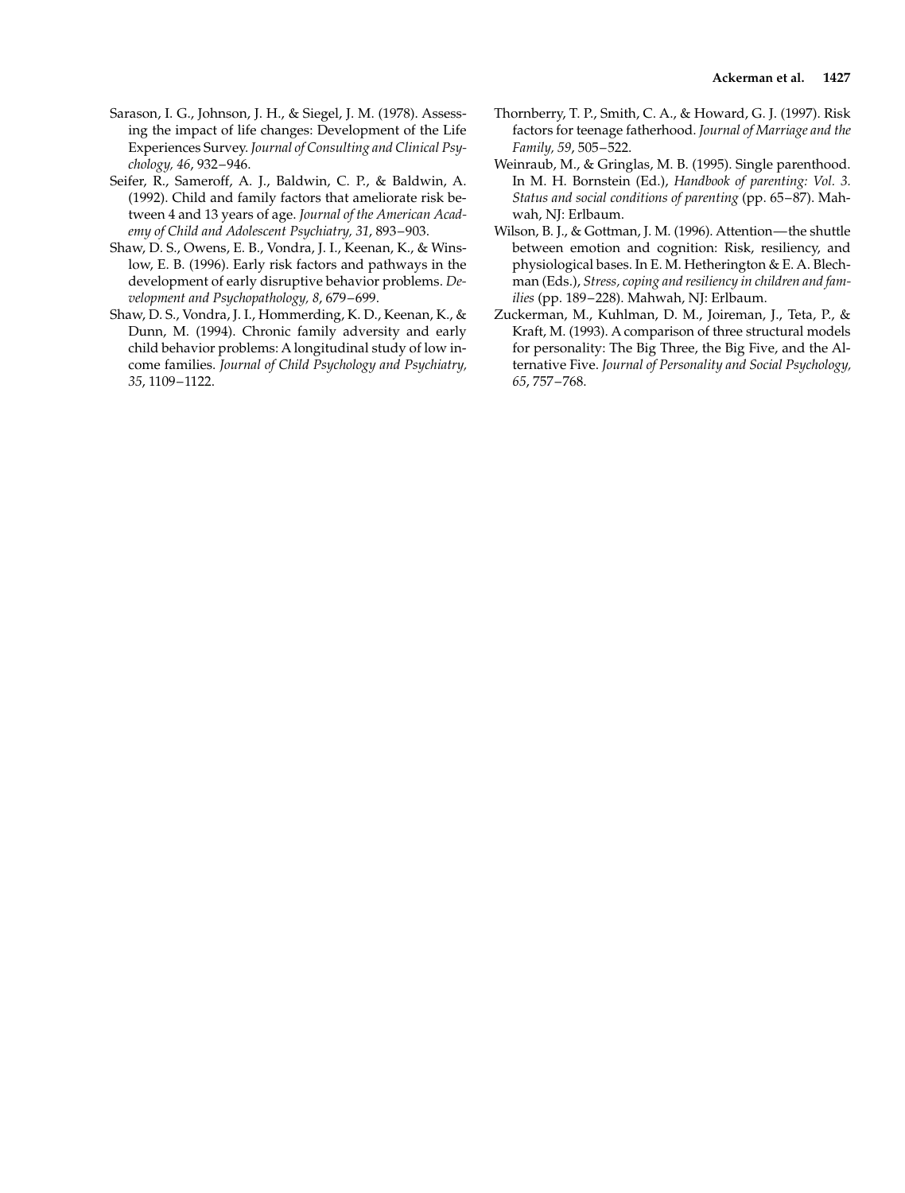Sarason, I. G., Johnson, J. H., & Siegel, J. M. (1978). Assessing the impact of life changes: Development of the Life Experiences Survey. *Journal of Consulting and Clinical Psychology, 46*, 932–946.

Seifer, R., Sameroff, A. J., Baldwin, C. P., & Baldwin, A. (1992). Child and family factors that ameliorate risk between 4 and 13 years of age. *Journal of the American Academy of Child and Adolescent Psychiatry, 31*, 893–903.

Shaw, D. S., Owens, E. B., Vondra, J. I., Keenan, K., & Winslow, E. B. (1996). Early risk factors and pathways in the development of early disruptive behavior problems. *Development and Psychopathology, 8*, 679–699.

Shaw, D. S., Vondra, J. I., Hommerding, K. D., Keenan, K., & Dunn, M. (1994). Chronic family adversity and early child behavior problems: A longitudinal study of low income families. *Journal of Child Psychology and Psychiatry, 35*, 1109–1122.

Thornberry, T. P., Smith, C. A., & Howard, G. J. (1997). Risk factors for teenage fatherhood. *Journal of Marriage and the Family, 59*, 505–522.

Weinraub, M., & Gringlas, M. B. (1995). Single parenthood. In M. H. Bornstein (Ed.), *Handbook of parenting: Vol. 3. Status and social conditions of parenting* (pp. 65–87). Mahwah, NJ: Erlbaum.

Wilson, B. J., & Gottman, J. M. (1996). Attention—the shuttle between emotion and cognition: Risk, resiliency, and physiological bases. In E. M. Hetherington & E. A. Blechman (Eds.), *Stress, coping and resiliency in children and families* (pp. 189–228). Mahwah, NJ: Erlbaum.

Zuckerman, M., Kuhlman, D. M., Joireman, J., Teta, P., & Kraft, M. (1993). A comparison of three structural models for personality: The Big Three, the Big Five, and the Alternative Five. *Journal of Personality and Social Psychology, 65*, 757–768.